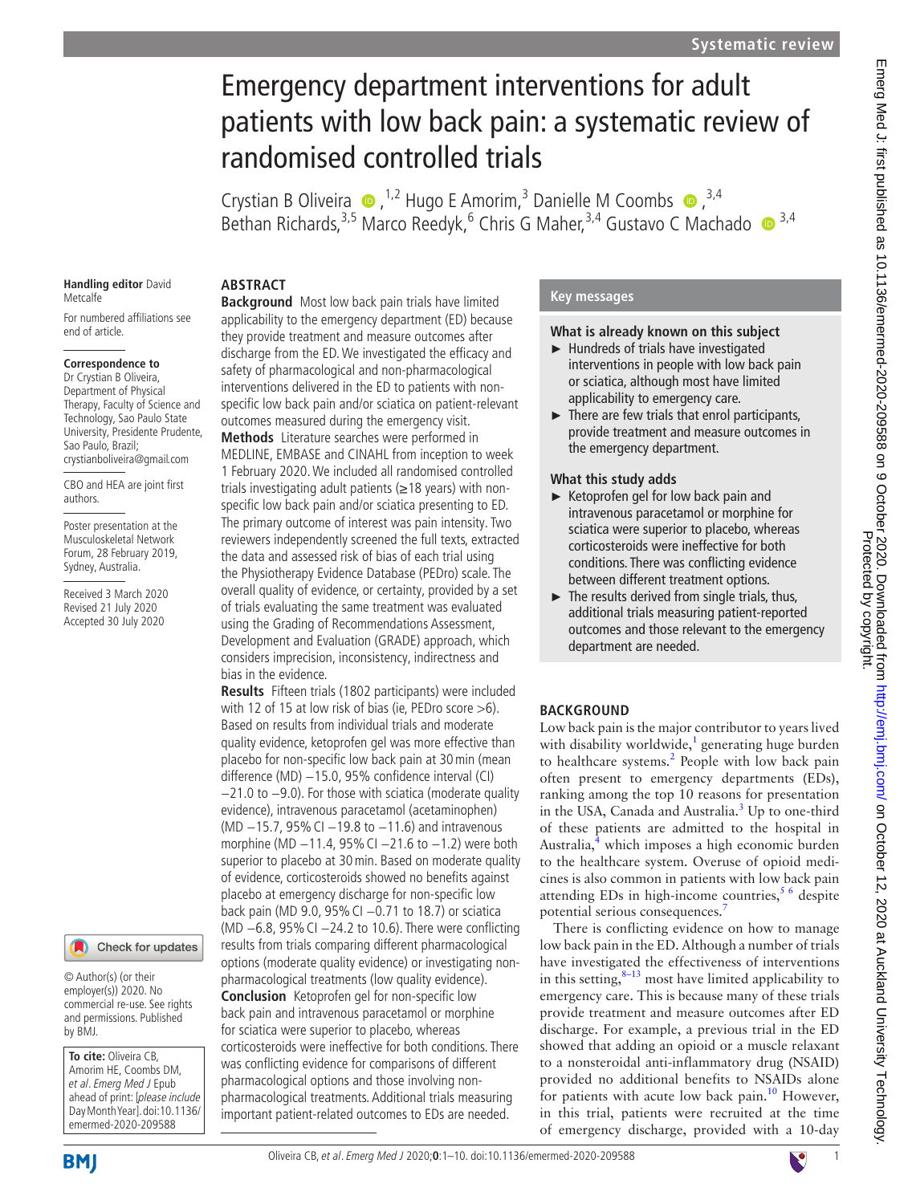Systematic review

# Emergency department interventions for adult patients with low back pain: a systematic review of randomised controlled trials

Crystian B Oliveira,[1,2] Hugo E Amorim,[3] Danielle M Coombs,[3,4] Bethan Richards,[3,5] Marco Reedyk,[6] Chris G Maher,[3,4] Gustavo C Machado[3,4]

**Handling editor** David Metcalfe

For numbered affiliations see end of article.

**Correspondence to**
Dr Crystian B Oliveira, Department of Physical Therapy, Faculty of Science and Technology, Sao Paulo State University, Presidente Prudente, Sao Paulo, Brazil; crystianboliveira@gmail.com

CBO and HEA are joint first authors.

Poster presentation at the Musculoskeletal Network Forum, 28 February 2019, Sydney, Australia.

Received 3 March 2020
Revised 21 July 2020
Accepted 30 July 2020

## ABSTRACT

**Background** Most low back pain trials have limited applicability to the emergency department (ED) because they provide treatment and measure outcomes after discharge from the ED. We investigated the efficacy and safety of pharmacological and non-pharmacological interventions delivered in the ED to patients with non-specific low back pain and/or sciatica on patient-relevant outcomes measured during the emergency visit.

**Methods** Literature searches were performed in MEDLINE, EMBASE and CINAHL from inception to week 1 February 2020. We included all randomised controlled trials investigating adult patients (≥18 years) with non-specific low back pain and/or sciatica presenting to ED. The primary outcome of interest was pain intensity. Two reviewers independently screened the full texts, extracted the data and assessed risk of bias of each trial using the Physiotherapy Evidence Database (PEDro) scale. The overall quality of evidence, or certainty, provided by a set of trials evaluating the same treatment was evaluated using the Grading of Recommendations Assessment, Development and Evaluation (GRADE) approach, which considers imprecision, inconsistency, indirectness and bias in the evidence.

**Results** Fifteen trials (1802 participants) were included with 12 of 15 at low risk of bias (ie, PEDro score >6). Based on results from individual trials and moderate quality evidence, ketoprofen gel was more effective than placebo for non-specific low back pain at 30 min (mean difference (MD) −15.0, 95% confidence interval (CI) −21.0 to −9.0). For those with sciatica (moderate quality evidence), intravenous paracetamol (acetaminophen) (MD −15.7, 95% CI −19.8 to −11.6) and intravenous morphine (MD −11.4, 95% CI −21.6 to −1.2) were both superior to placebo at 30 min. Based on moderate quality of evidence, corticosteroids showed no benefits against placebo at emergency discharge for non-specific low back pain (MD 9.0, 95% CI −0.71 to 18.7) or sciatica (MD −6.8, 95% CI −24.2 to 10.6). There were conflicting results from trials comparing different pharmacological options (moderate quality evidence) or investigating non-pharmacological treatments (low quality evidence).

**Conclusion** Ketoprofen gel for non-specific low back pain and intravenous paracetamol or morphine for sciatica were superior to placebo, whereas corticosteroids were ineffective for both conditions. There was conflicting evidence for comparisons of different pharmacological options and those involving non-pharmacological treatments. Additional trials measuring important patient-related outcomes to EDs are needed.

© Author(s) (or their employer(s)) 2020. No commercial re-use. See rights and permissions. Published by BMJ.

**To cite:** Oliveira CB, Amorim HE, Coombs DM, *et al*. *Emerg Med J* Epub ahead of print: [*please include* Day Month Year]. doi:10.1136/emermed-2020-209588

## Key messages

### What is already known on this subject

- Hundreds of trials have investigated interventions in people with low back pain or sciatica, although most have limited applicability to emergency care.
- There are few trials that enrol participants, provide treatment and measure outcomes in the emergency department.

### What this study adds

- Ketoprofen gel for low back pain and intravenous paracetamol or morphine for sciatica were superior to placebo, whereas corticosteroids were ineffective for both conditions. There was conflicting evidence between different treatment options.
- The results derived from single trials, thus, additional trials measuring patient-reported outcomes and those relevant to the emergency department are needed.

## BACKGROUND

Low back pain is the major contributor to years lived with disability worldwide,[1] generating huge burden to healthcare systems.[2] People with low back pain often present to emergency departments (EDs), ranking among the top 10 reasons for presentation in the USA, Canada and Australia.[3] Up to one-third of these patients are admitted to the hospital in Australia,[4] which imposes a high economic burden to the healthcare system. Overuse of opioid medicines is also common in patients with low back pain attending EDs in high-income countries,[5 6] despite potential serious consequences.[7]

There is conflicting evidence on how to manage low back pain in the ED. Although a number of trials have investigated the effectiveness of interventions in this setting,[8–13] most have limited applicability to emergency care. This is because many of these trials provide treatment and measure outcomes after ED discharge. For example, a previous trial in the ED showed that adding an opioid or a muscle relaxant to a nonsteroidal anti-inflammatory drug (NSAID) provided no additional benefits to NSAIDs alone for patients with acute low back pain.[10] However, in this trial, patients were recruited at the time of emergency discharge, provided with a 10-day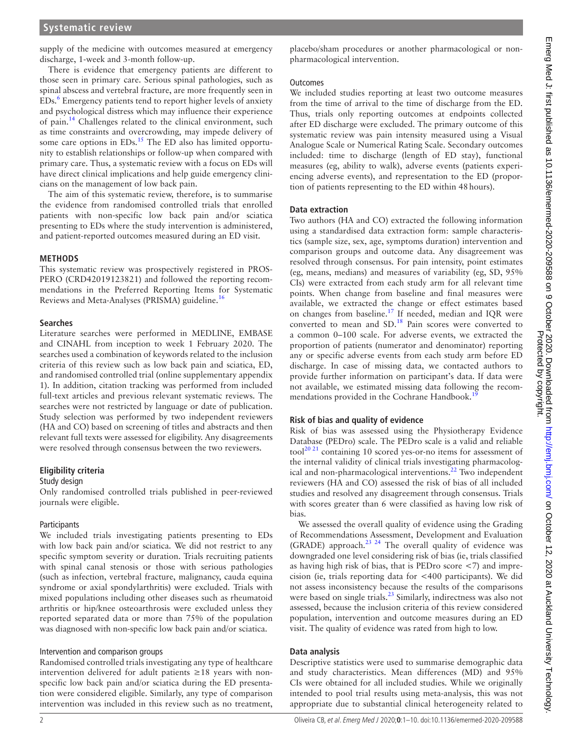supply of the medicine with outcomes measured at emergency discharge, 1-week and 3-month follow-up.

There is evidence that emergency patients are different to those seen in primary care. Serious spinal pathologies, such as spinal abscess and vertebral fracture, are more frequently seen in EDs.[6] Emergency patients tend to report higher levels of anxiety and psychological distress which may influence their experience of pain.[14] Challenges related to the clinical environment, such as time constraints and overcrowding, may impede delivery of some care options in EDs.[15] The ED also has limited opportunity to establish relationships or follow-up when compared with primary care. Thus, a systematic review with a focus on EDs will have direct clinical implications and help guide emergency clinicians on the management of low back pain.

The aim of this systematic review, therefore, is to summarise the evidence from randomised controlled trials that enrolled patients with non-specific low back pain and/or sciatica presenting to EDs where the study intervention is administered, and patient-reported outcomes measured during an ED visit.

## METHODS

This systematic review was prospectively registered in PROSPERO (CRD42019123821) and followed the reporting recommendations in the Preferred Reporting Items for Systematic Reviews and Meta-Analyses (PRISMA) guideline.[16]

### Searches

Literature searches were performed in MEDLINE, EMBASE and CINAHL from inception to week 1 February 2020. The searches used a combination of keywords related to the inclusion criteria of this review such as low back pain and sciatica, ED, and randomised controlled trial (online supplementary appendix 1). In addition, citation tracking was performed from included full-text articles and previous relevant systematic reviews. The searches were not restricted by language or date of publication. Study selection was performed by two independent reviewers (HA and CO) based on screening of titles and abstracts and then relevant full texts were assessed for eligibility. Any disagreements were resolved through consensus between the two reviewers.

### Eligibility criteria

#### Study design

Only randomised controlled trials published in peer-reviewed journals were eligible.

#### Participants

We included trials investigating patients presenting to EDs with low back pain and/or sciatica. We did not restrict to any specific symptom severity or duration. Trials recruiting patients with spinal canal stenosis or those with serious pathologies (such as infection, vertebral fracture, malignancy, cauda equina syndrome or axial spondylarthritis) were excluded. Trials with mixed populations including other diseases such as rheumatoid arthritis or hip/knee osteoarthrosis were excluded unless they reported separated data or more than 75% of the population was diagnosed with non-specific low back pain and/or sciatica.

#### Intervention and comparison groups

Randomised controlled trials investigating any type of healthcare intervention delivered for adult patients ≥18 years with non-specific low back pain and/or sciatica during the ED presentation were considered eligible. Similarly, any type of comparison intervention was included in this review such as no treatment, placebo/sham procedures or another pharmacological or non-pharmacological intervention.

#### Outcomes

We included studies reporting at least two outcome measures from the time of arrival to the time of discharge from the ED. Thus, trials only reporting outcomes at endpoints collected after ED discharge were excluded. The primary outcome of this systematic review was pain intensity measured using a Visual Analogue Scale or Numerical Rating Scale. Secondary outcomes included: time to discharge (length of ED stay), functional measures (eg, ability to walk), adverse events (patients experiencing adverse events), and representation to the ED (proportion of patients representing to the ED within 48 hours).

### Data extraction

Two authors (HA and CO) extracted the following information using a standardised data extraction form: sample characteristics (sample size, sex, age, symptoms duration) intervention and comparison groups and outcome data. Any disagreement was resolved through consensus. For pain intensity, point estimates (eg, means, medians) and measures of variability (eg, SD, 95% CIs) were extracted from each study arm for all relevant time points. When change from baseline and final measures were available, we extracted the change or effect estimates based on changes from baseline.[17] If needed, median and IQR were converted to mean and SD.[18] Pain scores were converted to a common 0–100 scale. For adverse events, we extracted the proportion of patients (numerator and denominator) reporting any or specific adverse events from each study arm before ED discharge. In case of missing data, we contacted authors to provide further information on participant's data. If data were not available, we estimated missing data following the recommendations provided in the Cochrane Handbook.[19]

### Risk of bias and quality of evidence

Risk of bias was assessed using the Physiotherapy Evidence Database (PEDro) scale. The PEDro scale is a valid and reliable tool[20,21] containing 10 scored yes-or-no items for assessment of the internal validity of clinical trials investigating pharmacological and non-pharmacological interventions.[22] Two independent reviewers (HA and CO) assessed the risk of bias of all included studies and resolved any disagreement through consensus. Trials with scores greater than 6 were classified as having low risk of bias.

We assessed the overall quality of evidence using the Grading of Recommendations Assessment, Development and Evaluation (GRADE) approach.[23,24] The overall quality of evidence was downgraded one level considering risk of bias (ie, trials classified as having high risk of bias, that is PEDro score <7) and imprecision (ie, trials reporting data for <400 participants). We did not assess inconsistency because the results of the comparisons were based on single trials.[23] Similarly, indirectness was also not assessed, because the inclusion criteria of this review considered population, intervention and outcome measures during an ED visit. The quality of evidence was rated from high to low.

### Data analysis

Descriptive statistics were used to summarise demographic data and study characteristics. Mean differences (MD) and 95% CIs were obtained for all included studies. While we originally intended to pool trial results using meta-analysis, this was not appropriate due to substantial clinical heterogeneity related to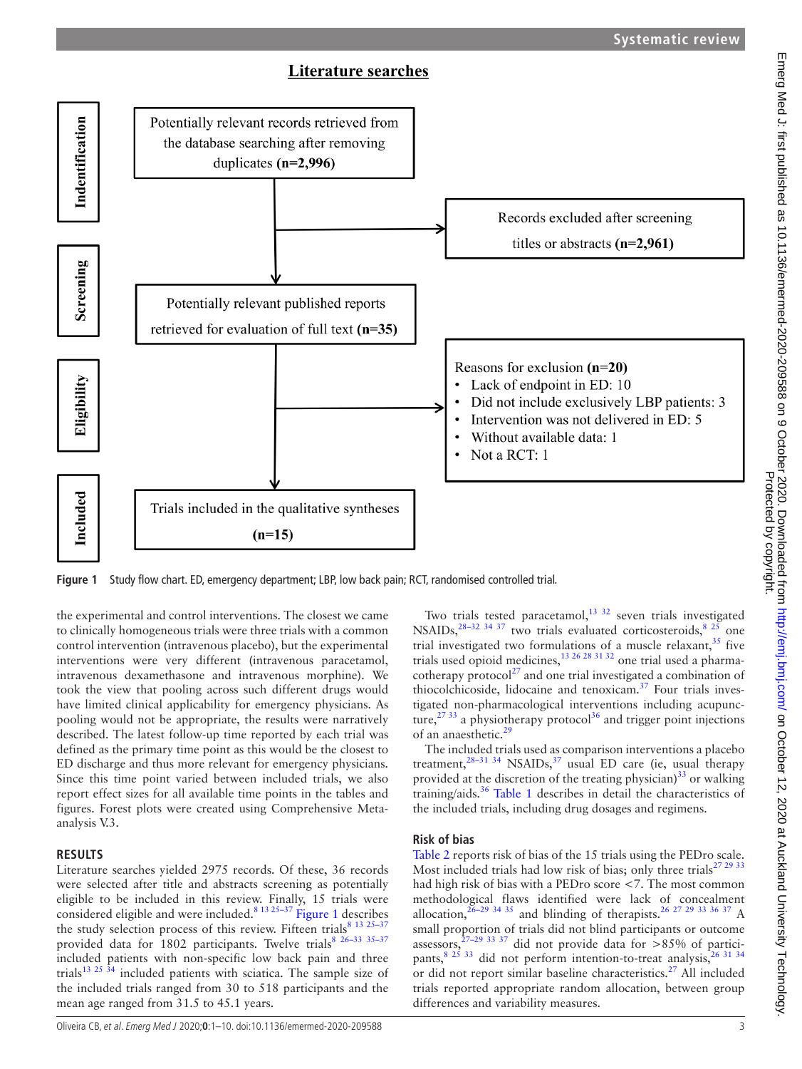## Literature searches

| Stage | Box | Side box |
|---|---|---|
| Indentification | Potentially relevant records retrieved from the database searching after removing duplicates **(n=2,996)** | Records excluded after screening titles or abstracts **(n=2,961)** |
| Screening | Potentially relevant published reports retrieved for evaluation of full text **(n=35)** | |
| Eligibility | | Reasons for exclusion **(n=20)**<br>• Lack of endpoint in ED: 10<br>• Did not include exclusively LBP patients: 3<br>• Intervention was not delivered in ED: 5<br>• Without available data: 1<br>• Not a RCT: 1 |
| Included | Trials included in the qualitative syntheses **(n=15)** | |

**Figure 1** Study flow chart. ED, emergency department; LBP, low back pain; RCT, randomised controlled trial.

the experimental and control interventions. The closest we came to clinically homogeneous trials were three trials with a common control intervention (intravenous placebo), but the experimental interventions were very different (intravenous paracetamol, intravenous dexamethasone and intravenous morphine). We took the view that pooling across such different drugs would have limited clinical applicability for emergency physicians. As pooling would not be appropriate, the results were narratively described. The latest follow-up time reported by each trial was defined as the primary time point as this would be the closest to ED discharge and thus more relevant for emergency physicians. Since this time point varied between included trials, we also report effect sizes for all available time points in the tables and figures. Forest plots were created using Comprehensive Meta-analysis V.3.

## RESULTS

Literature searches yielded 2975 records. Of these, 36 records were selected after title and abstracts screening as potentially eligible to be included in this review. Finally, 15 trials were considered eligible and were included.[8 13 25–37] Figure 1 describes the study selection process of this review. Fifteen trials[8 13 25–37] provided data for 1802 participants. Twelve trials[8 26–33 35–37] included patients with non-specific low back pain and three trials[13 25 34] included patients with sciatica. The sample size of the included trials ranged from 30 to 518 participants and the mean age ranged from 31.5 to 45.1 years.

Two trials tested paracetamol,[13 32] seven trials investigated NSAIDs,[28–32 34 37] two trials evaluated corticosteroids,[8 25] one trial investigated two formulations of a muscle relaxant,[35] five trials used opioid medicines,[13 26 28 31 32] one trial used a pharmacotherapy protocol[27] and one trial investigated a combination of thiocolchicoside, lidocaine and tenoxicam.[37] Four trials investigated non-pharmacological interventions including acupuncture,[27 33] a physiotherapy protocol[36] and trigger point injections of an anaesthetic.[29]

The included trials used as comparison interventions a placebo treatment,[28–31 34] NSAIDs,[37] usual ED care (ie, usual therapy provided at the discretion of the treating physician)[33] or walking training/aids.[36] Table 1 describes in detail the characteristics of the included trials, including drug dosages and regimens.

### Risk of bias

Table 2 reports risk of bias of the 15 trials using the PEDro scale. Most included trials had low risk of bias; only three trials[27 29 33] had high risk of bias with a PEDro score <7. The most common methodological flaws identified were lack of concealment allocation,[26–29 34 35] and blinding of therapists.[26 27 29 33 36 37] A small proportion of trials did not blind participants or outcome assessors,[27–29 33 37] did not provide data for >85% of participants,[8 25 33] did not perform intention-to-treat analysis,[26 31 34] or did not report similar baseline characteristics.[27] All included trials reported appropriate random allocation, between group differences and variability measures.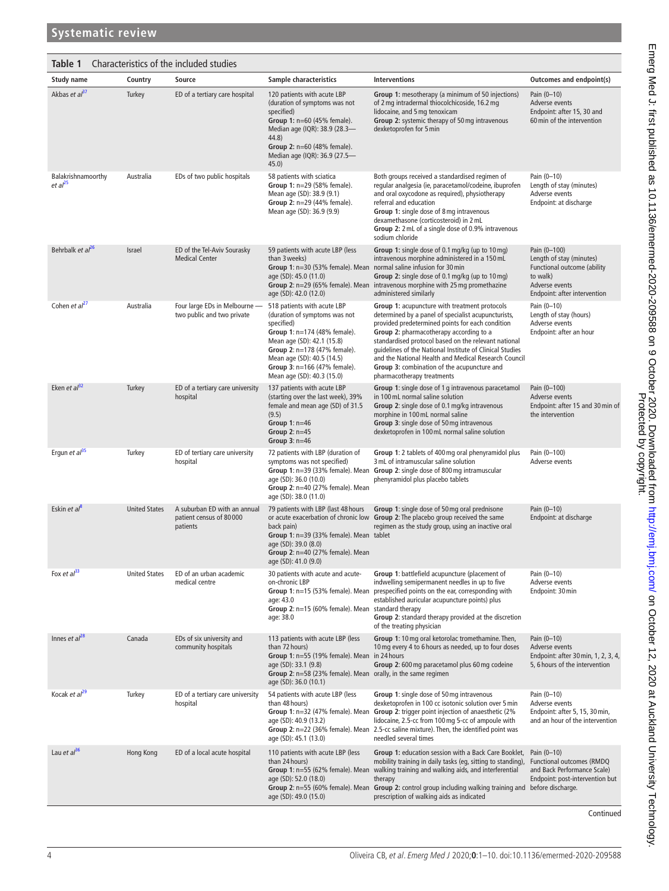**Table 1** Characteristics of the included studies

| Study name | Country | Source | Sample characteristics | Interventions | Outcomes and endpoint(s) |
|---|---|---|---|---|---|
| Akbas *et al*[37] | Turkey | ED of a tertiary care hospital | 120 patients with acute LBP (duration of symptoms was not specified)<br>**Group 1:** n=60 (45% female). Median age (IQR): 38.9 (28.3—44.8)<br>**Group 2:** n=60 (48% female). Median age (IQR): 36.9 (27.5—45.0) | **Group 1:** mesotherapy (a minimum of 50 injections) of 2 mg intradermal thiocolchicoside, 16.2 mg lidocaine, and 5 mg tenoxicam<br>**Group 2:** systemic therapy of 50 mg intravenous dexketoprofen for 5 min | Pain (0–10)<br>Adverse events<br>Endpoint: after 15, 30 and 60 min of the intervention |
| Balakrishnamoorthy *et al*[25] | Australia | EDs of two public hospitals | 58 patients with sciatica<br>**Group 1:** n=29 (58% female). Mean age (SD): 38.9 (9.1)<br>**Group 2:** n=29 (44% female). Mean age (SD): 36.9 (9.9) | Both groups received a standardised regimen of regular analgesia (ie, paracetamol/codeine, ibuprofen and oral oxycodone as required), physiotherapy referral and education<br>**Group 1:** single dose of 8 mg intravenous dexamethasone (corticosteroid) in 2 mL<br>**Group 2:** 2 mL of a single dose of 0.9% intravenous sodium chloride | Pain (0–10)<br>Length of stay (minutes)<br>Adverse events<br>Endpoint: at discharge |
| Behrbalk *et al*[26] | Israel | ED of the Tel-Aviv Sourasky Medical Center | 59 patients with acute LBP (less than 3 weeks)<br>**Group 1:** n=30 (53% female). Mean age (SD): 45.0 (11.0)<br>**Group 2:** n=29 (65% female). Mean age (SD): 42.0 (12.0) | **Group 1:** single dose of 0.1 mg/kg (up to 10 mg) intravenous morphine administered in a 150 mL normal saline infusion for 30 min<br>**Group 2:** single dose of 0.1 mg/kg (up to 10 mg) intravenous morphine with 25 mg promethazine administered similarly | Pain (0–100)<br>Length of stay (minutes)<br>Functional outcome (ability to walk)<br>Adverse events<br>Endpoint: after intervention |
| Cohen *et al*[27] | Australia | Four large EDs in Melbourne — two public and two private | 518 patients with acute LBP (duration of symptoms was not specified)<br>**Group 1:** n=174 (48% female). Mean age (SD): 42.1 (15.8)<br>**Group 2:** n=178 (47% female). Mean age (SD): 40.5 (14.5)<br>**Group 3:** n=166 (47% female). Mean age (SD): 40.3 (15.0) | **Group 1:** acupuncture with treatment protocols determined by a panel of specialist acupuncturists, provided predetermined points for each condition<br>**Group 2:** pharmacotherapy according to a standardised protocol based on the relevant national guidelines of the National Institute of Clinical Studies and the National Health and Medical Research Council<br>**Group 3:** combination of the acupuncture and pharmacotherapy treatments | Pain (0–10)<br>Length of stay (hours)<br>Adverse events<br>Endpoint: after an hour |
| Eken *et al*[32] | Turkey | ED of a tertiary care university hospital | 137 patients with acute LBP (starting over the last week), 39% female and mean age (SD) of 31.5 (9.5)<br>**Group 1:** n=46<br>**Group 2:** n=45<br>**Group 3:** n=46 | **Group 1:** single dose of 1 g intravenous paracetamol in 100 mL normal saline solution<br>**Group 2:** single dose of 0.1 mg/kg intravenous morphine in 100 mL normal saline<br>**Group 3:** single dose of 50 mg intravenous dexketoprofen in 100 mL normal saline solution | Pain (0–100)<br>Adverse events<br>Endpoint: after 15 and 30 min of the intervention |
| Ergun *et al*[35] | Turkey | ED of tertiary care university hospital | 72 patients with LBP (duration of symptoms was not specified)<br>**Group 1:** n=39 (33% female). Mean age (SD): 36.0 (10.0)<br>**Group 2:** n=40 (27% female). Mean age (SD): 38.0 (11.0) | **Group 1:** 2 tablets of 400 mg oral phenyramidol plus 3 mL of intramuscular saline solution<br>**Group 2:** single dose of 800 mg intramuscular phenyramidol plus placebo tablets | Pain (0–100)<br>Adverse events |
| Eskin *et al*[8] | United States | A suburban ED with an annual patient census of 80 000 patients | 79 patients with LBP (last 48 hours or acute exacerbation of chronic low back pain)<br>**Group 1:** n=39 (33% female). Mean age (SD): 39.0 (8.0)<br>**Group 2:** n=40 (27% female). Mean age (SD): 41.0 (9.0) | **Group 1:** single dose of 50 mg oral prednisone<br>**Group 2:** The placebo group received the same regimen as the study group, using an inactive oral tablet | Pain (0–10)<br>Endpoint: at discharge |
| Fox *et al*[33] | United States | ED of an urban academic medical centre | 30 patients with acute and acute-on-chronic LBP<br>**Group 1:** n=15 (53% female). Mean age: 43.0<br>**Group 2:** n=15 (60% female). Mean age: 38.0 | **Group 1:** battlefield acupuncture (placement of indwelling semipermanent needles in up to five prespecified points on the ear, corresponding with established auricular acupuncture points) plus standard therapy<br>**Group 2:** standard therapy provided at the discretion of the treating physician | Pain (0–10)<br>Adverse events<br>Endpoint: 30 min |
| Innes *et al*[28] | Canada | EDs of six university and community hospitals | 113 patients with acute LBP (less than 72 hours)<br>**Group 1:** n=55 (19% female). Mean age (SD): 33.1 (9.8)<br>**Group 2:** n=58 (23% female). Mean age (SD): 36.0 (10.1) | **Group 1:** 10 mg oral ketorolac tromethamine. Then, 10 mg every 4 to 6 hours as needed, up to four doses in 24 hours<br>**Group 2:** 600 mg paracetamol plus 60 mg codeine orally, in the same regimen | Pain (0–10)<br>Adverse events<br>Endpoint: after 30 min, 1, 2, 3, 4, 5, 6 hours of the intervention |
| Kocak *et al*[29] | Turkey | ED of a tertiary care university hospital | 54 patients with acute LBP (less than 48 hours)<br>**Group 1:** n=32 (47% female). Mean age (SD): 40.9 (13.2)<br>**Group 2:** n=22 (36% female). Mean age (SD): 45.1 (13.0) | **Group 1:** single dose of 50 mg intravenous dexketoprofen in 100 cc isotonic solution over 5 min<br>**Group 2:** trigger point injection of anaesthetic (2% lidocaine, 2.5-cc from 100 mg 5-cc of ampoule with 2.5-cc saline mixture). Then, the identified point was needled several times | Pain (0–10)<br>Adverse events<br>Endpoint: after 5, 15, 30 min, and an hour of the intervention |
| Lau *et al*[36] | Hong Kong | ED of a local acute hospital | 110 patients with acute LBP (less than 24 hours)<br>**Group 1:** n=55 (62% female). Mean age (SD): 52.0 (18.0)<br>**Group 2:** n=55 (60% female). Mean age (SD): 49.0 (15.0) | **Group 1:** education session with a Back Care Booklet, mobility training in daily tasks (eg, sitting to standing), walking training and walking aids, and interferential therapy<br>**Group 2:** control group including walking training and prescription of walking aids as indicated | Pain (0–10)<br>Functional outcomes (RMDQ and Back Performance Scale)<br>Endpoint: post-intervention but before discharge. |

Continued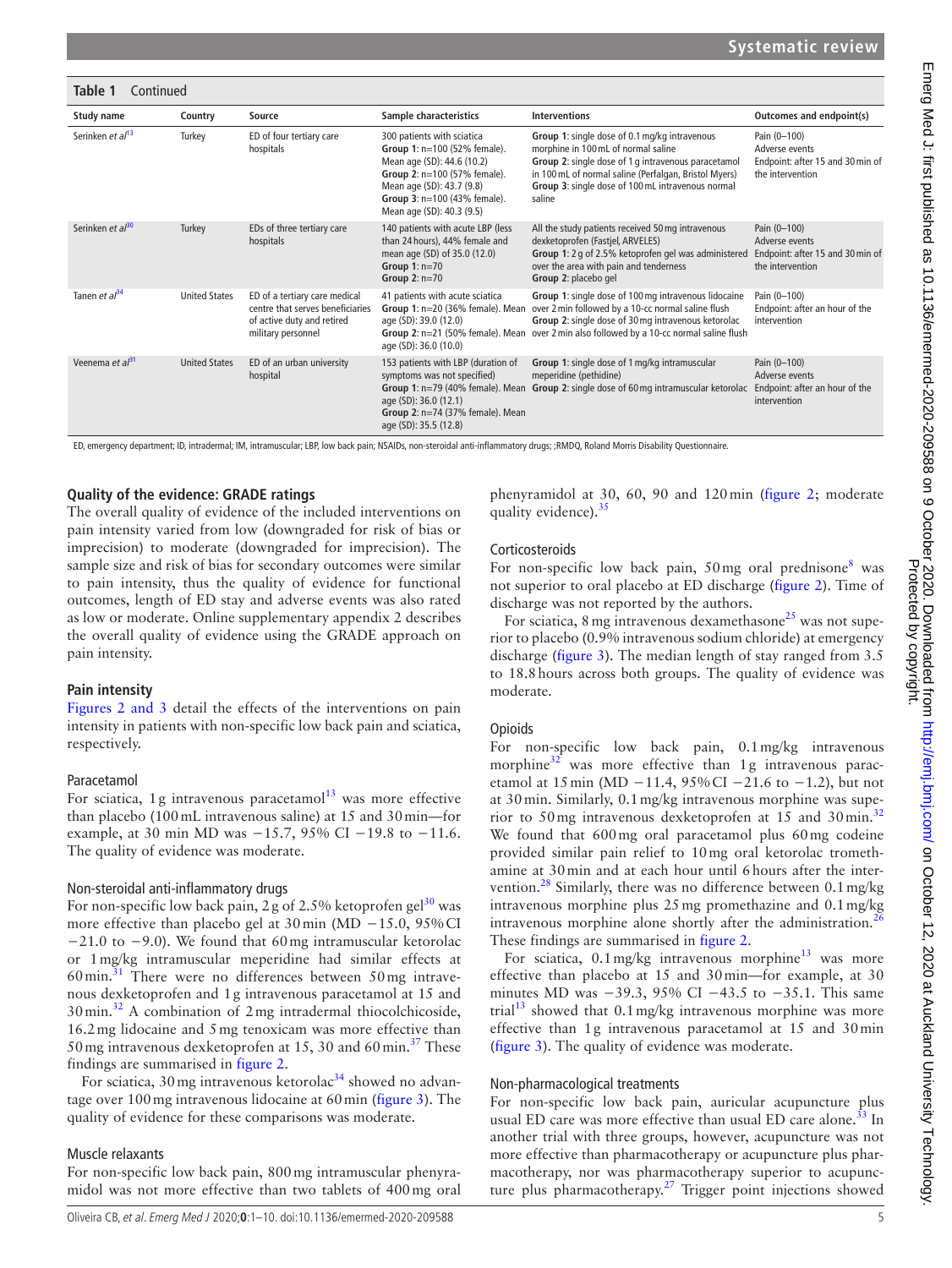**Table 1** Continued

| Study name | Country | Source | Sample characteristics | Interventions | Outcomes and endpoint(s) |
|---|---|---|---|---|---|
| Serinken *et al*[13] | Turkey | ED of four tertiary care hospitals | 300 patients with sciatica<br>**Group 1**: n=100 (52% female). Mean age (SD): 44.6 (10.2)<br>**Group 2**: n=100 (57% female). Mean age (SD): 43.7 (9.8)<br>**Group 3**: n=100 (43% female). Mean age (SD): 40.3 (9.5) | **Group 1**: single dose of 0.1 mg/kg intravenous morphine in 100 mL of normal saline<br>**Group 2**: single dose of 1 g intravenous paracetamol in 100 mL of normal saline (Perfalgan, Bristol Myers)<br>**Group 3**: single dose of 100 mL intravenous normal saline | Pain (0–100)<br>Adverse events<br>Endpoint: after 15 and 30 min of the intervention |
| Serinken *et al*[30] | Turkey | EDs of three tertiary care hospitals | 140 patients with acute LBP (less than 24 hours), 44% female and mean age (SD) of 35.0 (12.0)<br>**Group 1**: n=70<br>**Group 2**: n=70 | All the study patients received 50 mg intravenous dexketoprofen (Fastjel, ARVELES)<br>**Group 1**: 2 g of 2.5% ketoprofen gel was administered over the area with pain and tenderness<br>**Group 2**: placebo gel | Pain (0–100)<br>Adverse events<br>Endpoint: after 15 and 30 min of the intervention |
| Tanen *et al*[34] | United States | ED of a tertiary care medical centre that serves beneficiaries of active duty and retired military personnel | 41 patients with acute sciatica<br>**Group 1**: n=20 (36% female). Mean age (SD): 39.0 (12.0)<br>**Group 2**: n=21 (50% female). Mean age (SD): 36.0 (10.0) | **Group 1**: single dose of 100 mg intravenous lidocaine over 2 min followed by a 10-cc normal saline flush<br>**Group 2**: single dose of 30 mg intravenous ketorolac over 2 min also followed by a 10-cc normal saline flush | Pain (0–100)<br>Endpoint: after an hour of the intervention |
| Veenema *et al*[31] | United States | ED of an urban university hospital | 153 patients with LBP (duration of symptoms was not specified)<br>**Group 1**: n=79 (40% female). Mean age (SD): 36.0 (12.1)<br>**Group 2**: n=74 (37% female). Mean age (SD): 35.5 (12.8) | **Group 1**: single dose of 1 mg/kg intramuscular meperidine (pethidine)<br>**Group 2**: single dose of 60 mg intramuscular ketorolac | Pain (0–100)<br>Adverse events<br>Endpoint: after an hour of the intervention |

ED, emergency department; ID, intradermal; IM, intramuscular; LBP, low back pain; NSAIDs, non-steroidal anti-inflammatory drugs; ;RMDQ, Roland Morris Disability Questionnaire.

### Quality of the evidence: GRADE ratings

The overall quality of evidence of the included interventions on pain intensity varied from low (downgraded for risk of bias or imprecision) to moderate (downgraded for imprecision). The sample size and risk of bias for secondary outcomes were similar to pain intensity, thus the quality of evidence for functional outcomes, length of ED stay and adverse events was also rated as low or moderate. Online supplementary appendix 2 describes the overall quality of evidence using the GRADE approach on pain intensity.

### Pain intensity

Figures 2 and 3 detail the effects of the interventions on pain intensity in patients with non-specific low back pain and sciatica, respectively.

#### Paracetamol

For sciatica, 1 g intravenous paracetamol[13] was more effective than placebo (100 mL intravenous saline) at 15 and 30 min—for example, at 30 min MD was −15.7, 95% CI −19.8 to −11.6. The quality of evidence was moderate.

#### Non-steroidal anti-inflammatory drugs

For non-specific low back pain, 2 g of 2.5% ketoprofen gel[30] was more effective than placebo gel at 30 min (MD −15.0, 95% CI −21.0 to −9.0). We found that 60 mg intramuscular ketorolac or 1 mg/kg intramuscular meperidine had similar effects at 60 min.[31] There were no differences between 50 mg intravenous dexketoprofen and 1 g intravenous paracetamol at 15 and 30 min.[32] A combination of 2 mg intradermal thiocolchicoside, 16.2 mg lidocaine and 5 mg tenoxicam was more effective than 50 mg intravenous dexketoprofen at 15, 30 and 60 min.[37] These findings are summarised in figure 2.

For sciatica, 30 mg intravenous ketorolac[34] showed no advantage over 100 mg intravenous lidocaine at 60 min (figure 3). The quality of evidence for these comparisons was moderate.

#### Muscle relaxants

For non-specific low back pain, 800 mg intramuscular phenyramidol was not more effective than two tablets of 400 mg oral phenyramidol at 30, 60, 90 and 120 min (figure 2; moderate quality evidence).[35]

#### Corticosteroids

For non-specific low back pain, 50 mg oral prednisone[8] was not superior to oral placebo at ED discharge (figure 2). Time of discharge was not reported by the authors.

For sciatica, 8 mg intravenous dexamethasone[25] was not superior to placebo (0.9% intravenous sodium chloride) at emergency discharge (figure 3). The median length of stay ranged from 3.5 to 18.8 hours across both groups. The quality of evidence was moderate.

#### Opioids

For non-specific low back pain, 0.1 mg/kg intravenous morphine[32] was more effective than 1 g intravenous paracetamol at 15 min (MD −11.4, 95% CI −21.6 to −1.2), but not at 30 min. Similarly, 0.1 mg/kg intravenous morphine was superior to 50 mg intravenous dexketoprofen at 15 and 30 min.[32] We found that 600 mg oral paracetamol plus 60 mg codeine provided similar pain relief to 10 mg oral ketorolac tromethamine at 30 min and at each hour until 6 hours after the intervention.[28] Similarly, there was no difference between 0.1 mg/kg intravenous morphine plus 25 mg promethazine and 0.1 mg/kg intravenous morphine alone shortly after the administration.[26] These findings are summarised in figure 2.

For sciatica, 0.1 mg/kg intravenous morphine[13] was more effective than placebo at 15 and 30 min—for example, at 30 minutes MD was −39.3, 95% CI −43.5 to −35.1. This same trial[13] showed that 0.1 mg/kg intravenous morphine was more effective than 1 g intravenous paracetamol at 15 and 30 min (figure 3). The quality of evidence was moderate.

#### Non-pharmacological treatments

For non-specific low back pain, auricular acupuncture plus usual ED care was more effective than usual ED care alone.[33] In another trial with three groups, however, acupuncture was not more effective than pharmacotherapy or acupuncture plus pharmacotherapy, nor was pharmacotherapy superior to acupuncture plus pharmacotherapy.[27] Trigger point injections showed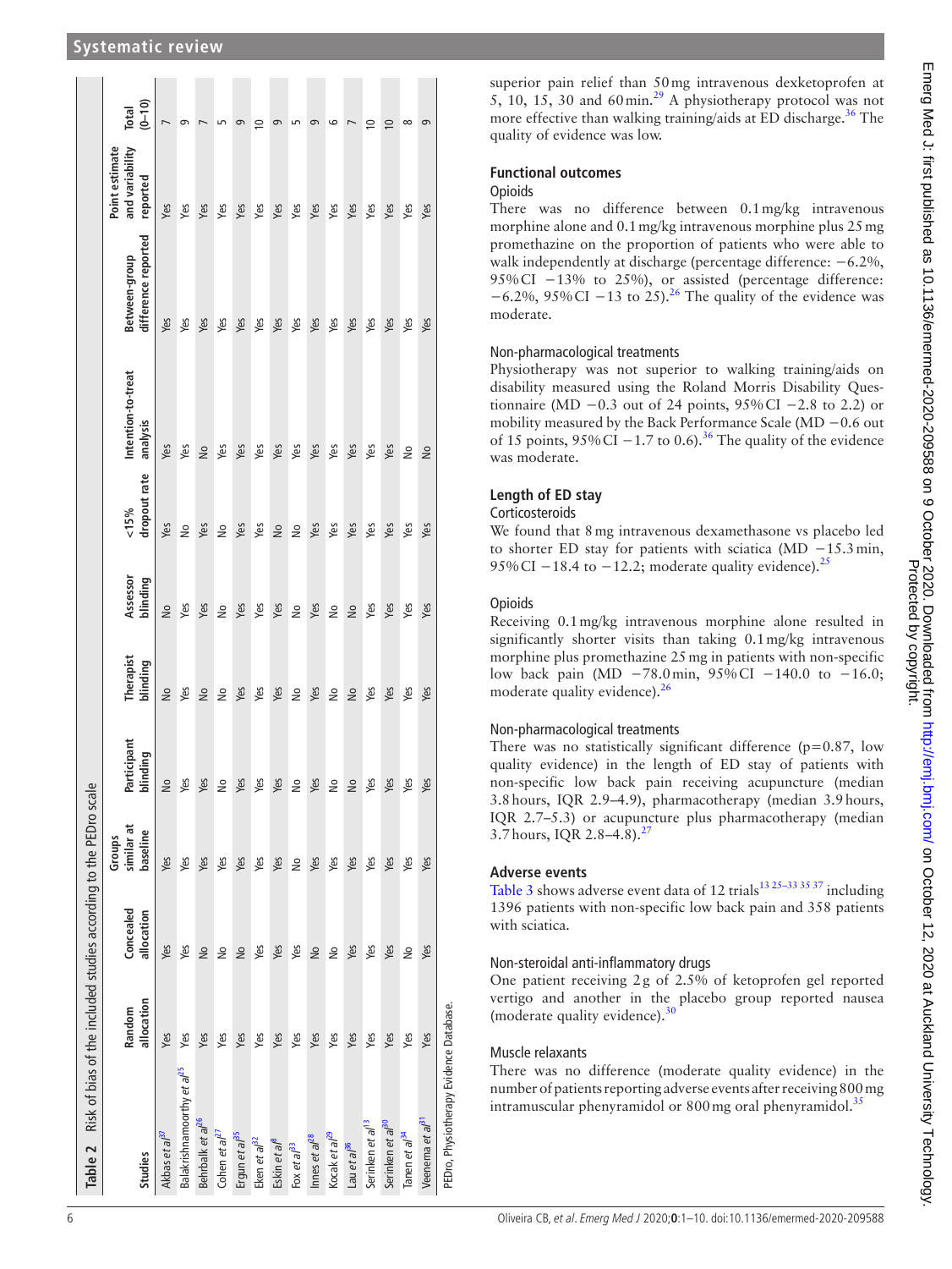**Table 2** Risk of bias of the included studies according to the PEDro scale

| Studies | Random allocation | Concealed allocation | Groups similar at baseline | Participant blinding | Therapist blinding | Assessor blinding | <15% dropout rate | Intention-to-treat analysis | Between-group difference reported | Point estimate and variability reported | Total (0–10) |
|---|---|---|---|---|---|---|---|---|---|---|---|
| Akbas *et al*[37] | Yes | Yes | Yes | No | No | No | Yes | Yes | Yes | Yes | 7 |
| Balakrishnamoorthy *et al*[25] | Yes | Yes | Yes | Yes | Yes | Yes | No | Yes | Yes | Yes | 9 |
| Behrbalk *et al*[26] | Yes | No | Yes | Yes | No | Yes | Yes | No | Yes | Yes | 7 |
| Cohen *et al*[27] | Yes | No | Yes | No | No | No | No | Yes | Yes | Yes | 5 |
| Ergun *et al*[35] | Yes | No | Yes | Yes | Yes | Yes | Yes | Yes | Yes | Yes | 9 |
| Eken *et al*[32] | Yes | Yes | Yes | Yes | Yes | Yes | Yes | Yes | Yes | Yes | 10 |
| Eskin *et al*[8] | Yes | Yes | Yes | Yes | Yes | Yes | No | Yes | Yes | Yes | 9 |
| Fox *et al*[33] | Yes | Yes | No | No | No | No | No | Yes | Yes | Yes | 5 |
| Innes *et al*[28] | Yes | No | Yes | Yes | Yes | Yes | Yes | Yes | Yes | Yes | 9 |
| Kocak *et al*[29] | Yes | No | Yes | No | No | No | Yes | Yes | Yes | Yes | 6 |
| Lau *et al*[36] | Yes | Yes | Yes | No | No | No | Yes | Yes | Yes | Yes | 7 |
| Serinken *et al*[13] | Yes | Yes | Yes | Yes | Yes | Yes | Yes | Yes | Yes | Yes | 10 |
| Serinken *et al*[30] | Yes | Yes | Yes | Yes | Yes | Yes | Yes | Yes | Yes | Yes | 10 |
| Tanen *et al*[34] | Yes | No | Yes | Yes | Yes | Yes | Yes | No | Yes | Yes | 8 |
| Veenema *et al*[31] | Yes | Yes | Yes | Yes | Yes | Yes | Yes | No | Yes | Yes | 9 |

PEDro, Physiotherapy Evidence Database.

superior pain relief than 50 mg intravenous dexketoprofen at 5, 10, 15, 30 and 60 min.[29] A physiotherapy protocol was not more effective than walking training/aids at ED discharge.[36] The quality of evidence was low.

## Functional outcomes

### Opioids

There was no difference between 0.1 mg/kg intravenous morphine alone and 0.1 mg/kg intravenous morphine plus 25 mg promethazine on the proportion of patients who were able to walk independently at discharge (percentage difference: −6.2%, 95% CI −13% to 25%), or assisted (percentage difference: −6.2%, 95% CI −13 to 25).[26] The quality of the evidence was moderate.

### Non-pharmacological treatments

Physiotherapy was not superior to walking training/aids on disability measured using the Roland Morris Disability Questionnaire (MD −0.3 out of 24 points, 95% CI −2.8 to 2.2) or mobility measured by the Back Performance Scale (MD −0.6 out of 15 points, 95% CI −1.7 to 0.6).[36] The quality of the evidence was moderate.

## Length of ED stay

### Corticosteroids

We found that 8 mg intravenous dexamethasone vs placebo led to shorter ED stay for patients with sciatica (MD −15.3 min, 95% CI −18.4 to −12.2; moderate quality evidence).[25]

### Opioids

Receiving 0.1 mg/kg intravenous morphine alone resulted in significantly shorter visits than taking 0.1 mg/kg intravenous morphine plus promethazine 25 mg in patients with non-specific low back pain (MD −78.0 min, 95% CI −140.0 to −16.0; moderate quality evidence).[26]

### Non-pharmacological treatments

There was no statistically significant difference (p=0.87, low quality evidence) in the length of ED stay of patients with non-specific low back pain receiving acupuncture (median 3.8 hours, IQR 2.9–4.9), pharmacotherapy (median 3.9 hours, IQR 2.7–5.3) or acupuncture plus pharmacotherapy (median 3.7 hours, IQR 2.8–4.8).[27]

## Adverse events

Table 3 shows adverse event data of 12 trials[13 25–33 35 37] including 1396 patients with non-specific low back pain and 358 patients with sciatica.

### Non-steroidal anti-inflammatory drugs

One patient receiving 2 g of 2.5% of ketoprofen gel reported vertigo and another in the placebo group reported nausea (moderate quality evidence).[30]

### Muscle relaxants

There was no difference (moderate quality evidence) in the number of patients reporting adverse events after receiving 800 mg intramuscular phenyramidol or 800 mg oral phenyramidol.[35]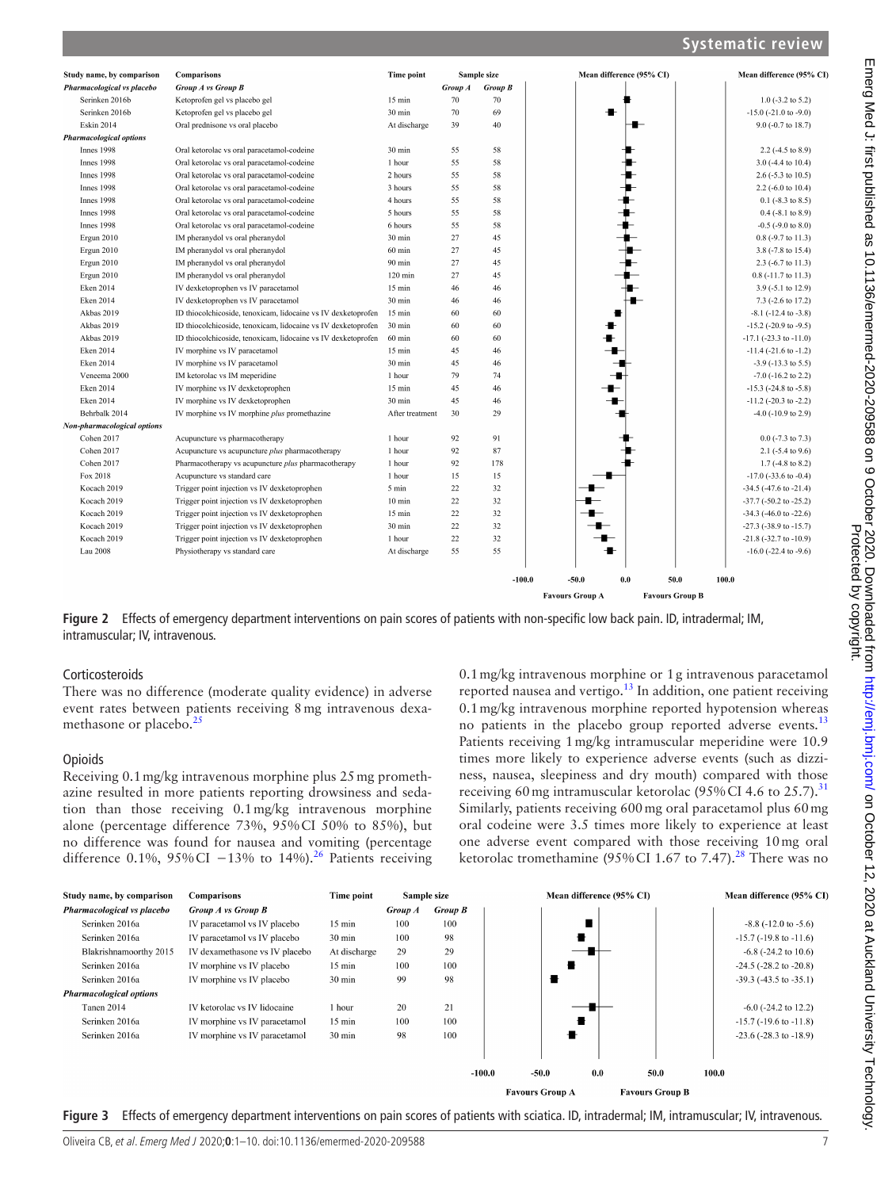| Study name, by comparison | Comparisons | Time point | Sample size | | Mean difference (95% CI) |
|---|---|---|---|---|---|
| | | | Group A | Group B | |
| *Pharmacological vs placebo* | *Group A vs Group B* | | | | |
| Serinken 2016b | Ketoprofen gel vs placebo gel | 15 min | 70 | 70 | 1.0 (-3.2 to 5.2) |
| Serinken 2016b | Ketoprofen gel vs placebo gel | 30 min | 70 | 69 | -15.0 (-21.0 to -9.0) |
| Eskin 2014 | Oral prednisone vs oral placebo | At discharge | 39 | 40 | 9.0 (-0.7 to 18.7) |
| *Pharmacological options* | | | | | |
| Innes 1998 | Oral ketorolac vs oral paracetamol-codeine | 30 min | 55 | 58 | 2.2 (-4.5 to 8.9) |
| Innes 1998 | Oral ketorolac vs oral paracetamol-codeine | 1 hour | 55 | 58 | 3.0 (-4.4 to 10.4) |
| Innes 1998 | Oral ketorolac vs oral paracetamol-codeine | 2 hours | 55 | 58 | 2.6 (-5.3 to 10.5) |
| Innes 1998 | Oral ketorolac vs oral paracetamol-codeine | 3 hours | 55 | 58 | 2.2 (-6.0 to 10.4) |
| Innes 1998 | Oral ketorolac vs oral paracetamol-codeine | 4 hours | 55 | 58 | 0.1 (-8.3 to 8.5) |
| Innes 1998 | Oral ketorolac vs oral paracetamol-codeine | 5 hours | 55 | 58 | 0.4 (-8.1 to 8.9) |
| Innes 1998 | Oral ketorolac vs oral paracetamol-codeine | 6 hours | 55 | 58 | -0.5 (-9.0 to 8.0) |
| Ergun 2010 | IM pheranydol vs oral pheranydol | 30 min | 27 | 45 | 0.8 (-9.7 to 11.3) |
| Ergun 2010 | IM pheranydol vs oral pheranydol | 60 min | 27 | 45 | 3.8 (-7.8 to 15.4) |
| Ergun 2010 | IM pheranydol vs oral pheranydol | 90 min | 27 | 45 | 2.3 (-6.7 to 11.3) |
| Ergun 2010 | IM pheranydol vs oral pheranydol | 120 min | 27 | 45 | 0.8 (-11.7 to 11.3) |
| Eken 2014 | IV dexketoprophen vs IV paracetamol | 15 min | 46 | 46 | 3.9 (-5.1 to 12.9) |
| Eken 2014 | IV dexketoprophen vs IV paracetamol | 30 min | 46 | 46 | 7.3 (-2.6 to 17.2) |
| Akbas 2019 | ID thiocolchicoside, tenoxicam, lidocaine vs IV dexketoprofen | 15 min | 60 | 60 | -8.1 (-12.4 to -3.8) |
| Akbas 2019 | ID thiocolchicoside, tenoxicam, lidocaine vs IV dexketoprofen | 30 min | 60 | 60 | -15.2 (-20.9 to -9.5) |
| Akbas 2019 | ID thiocolchicoside, tenoxicam, lidocaine vs IV dexketoprofen | 60 min | 60 | 60 | -17.1 (-23.3 to -11.0) |
| Eken 2014 | IV morphine vs IV paracetamol | 15 min | 45 | 46 | -11.4 (-21.6 to -1.2) |
| Eken 2014 | IV morphine vs IV paracetamol | 30 min | 45 | 46 | -3.9 (-13.3 to 5.5) |
| Veneema 2000 | IM ketorolac vs IM meperidine | 1 hour | 79 | 74 | -7.0 (-16.2 to 2.2) |
| Eken 2014 | IV morphine vs IV dexketoprophen | 15 min | 45 | 46 | -15.3 (-24.8 to -5.8) |
| Eken 2014 | IV morphine vs IV dexketoprophen | 30 min | 45 | 46 | -11.2 (-20.3 to -2.2) |
| Behrbalk 2014 | IV morphine vs IV morphine *plus* promethazine | After treatment | 30 | 29 | -4.0 (-10.9 to 2.9) |
| *Non-pharmacological options* | | | | | |
| Cohen 2017 | Acupuncture vs pharmacotherapy | 1 hour | 92 | 91 | 0.0 (-7.3 to 7.3) |
| Cohen 2017 | Acupuncture vs acupuncture *plus* pharmacotherapy | 1 hour | 92 | 87 | 2.1 (-5.4 to 9.6) |
| Cohen 2017 | Pharmacotherapy vs acupuncture *plus* pharmacotherapy | 1 hour | 92 | 178 | 1.7 (-4.8 to 8.2) |
| Fox 2018 | Acupuncture vs standard care | 1 hour | 15 | 15 | -17.0 (-33.6 to -0.4) |
| Kocach 2019 | Trigger point injection vs IV dexketoprophen | 5 min | 22 | 32 | -34.5 (-47.6 to -21.4) |
| Kocach 2019 | Trigger point injection vs IV dexketoprophen | 10 min | 22 | 32 | -37.7 (-50.2 to -25.2) |
| Kocach 2019 | Trigger point injection vs IV dexketoprophen | 15 min | 22 | 32 | -34.3 (-46.0 to -22.6) |
| Kocach 2019 | Trigger point injection vs IV dexketoprophen | 30 min | 22 | 32 | -27.3 (-38.9 to -15.7) |
| Kocach 2019 | Trigger point injection vs IV dexketoprophen | 1 hour | 22 | 32 | -21.8 (-32.7 to -10.9) |
| Lau 2008 | Physiotherapy vs standard care | At discharge | 55 | 55 | -16.0 (-22.4 to -9.6) |

Favours Group A | Favours Group B

**Figure 2** Effects of emergency department interventions on pain scores of patients with non-specific low back pain. ID, intradermal; IM, intramuscular; IV, intravenous.

### Corticosteroids

There was no difference (moderate quality evidence) in adverse event rates between patients receiving 8 mg intravenous dexamethasone or placebo.[25]

### Opioids

Receiving 0.1 mg/kg intravenous morphine plus 25 mg promethazine resulted in more patients reporting drowsiness and sedation than those receiving 0.1 mg/kg intravenous morphine alone (percentage difference 73%, 95% CI 50% to 85%), but no difference was found for nausea and vomiting (percentage difference 0.1%, 95% CI −13% to 14%).[26] Patients receiving 0.1 mg/kg intravenous morphine or 1 g intravenous paracetamol reported nausea and vertigo.[13] In addition, one patient receiving 0.1 mg/kg intravenous morphine reported hypotension whereas no patients in the placebo group reported adverse events.[13] Patients receiving 1 mg/kg intramuscular meperidine were 10.9 times more likely to experience adverse events (such as dizziness, nausea, sleepiness and dry mouth) compared with those receiving 60 mg intramuscular ketorolac (95% CI 4.6 to 25.7).[31] Similarly, patients receiving 600 mg oral paracetamol plus 60 mg oral codeine were 3.5 times more likely to experience at least one adverse event compared with those receiving 10 mg oral ketorolac tromethamine (95% CI 1.67 to 7.47).[28] There was no

| Study name, by comparison | Comparisons | Time point | Sample size | | Mean difference (95% CI) |
|---|---|---|---|---|---|
| | | | Group A | Group B | |
| *Pharmacological vs placebo* | *Group A vs Group B* | | | | |
| Serinken 2016a | IV paracetamol vs IV placebo | 15 min | 100 | 100 | -8.8 (-12.0 to -5.6) |
| Serinken 2016a | IV paracetamol vs IV placebo | 30 min | 100 | 98 | -15.7 (-19.8 to -11.6) |
| Blakrishnamoorthy 2015 | IV dexamethasone vs IV placebo | At discharge | 29 | 29 | -6.8 (-24.2 to 10.6) |
| Serinken 2016a | IV morphine vs IV placebo | 15 min | 100 | 100 | -24.5 (-28.2 to -20.8) |
| Serinken 2016a | IV morphine vs IV placebo | 30 min | 99 | 98 | -39.3 (-43.5 to -35.1) |
| *Pharmacological options* | | | | | |
| Tanen 2014 | IV ketorolac vs IV lidocaine | 1 hour | 20 | 21 | -6.0 (-24.2 to 12.2) |
| Serinken 2016a | IV morphine vs IV paracetamol | 15 min | 100 | 100 | -15.7 (-19.6 to -11.8) |
| Serinken 2016a | IV morphine vs IV paracetamol | 30 min | 98 | 100 | -23.6 (-28.3 to -18.9) |

Favours Group A | Favours Group B

**Figure 3** Effects of emergency department interventions on pain scores of patients with sciatica. ID, intradermal; IM, intramuscular; IV, intravenous.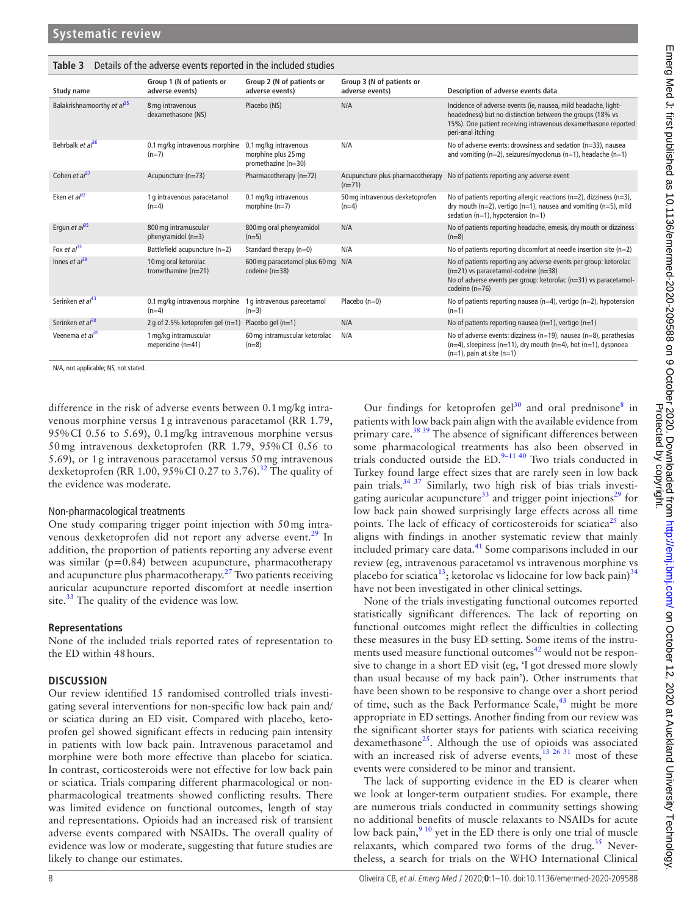**Table 3** Details of the adverse events reported in the included studies

| Study name | Group 1 (N of patients or adverse events) | Group 2 (N of patients or adverse events) | Group 3 (N of patients or adverse events) | Description of adverse events data |
|---|---|---|---|---|
| Balakrishnamoorthy *et al*[25] | 8 mg intravenous dexamethasone (NS) | Placebo (NS) | N/A | Incidence of adverse events (ie, nausea, mild headache, light-headedness) but no distinction between the groups (18% vs 15%). One patient receiving intravenous dexamethasone reported peri-anal itching |
| Behrbalk *et al*[26] | 0.1 mg/kg intravenous morphine (n=7) | 0.1 mg/kg intravenous morphine plus 25 mg promethazine (n=30) | N/A | No of adverse events: drowsiness and sedation (n=33), nausea and vomiting (n=2), seizures/myoclonus (n=1), headache (n=1) |
| Cohen *et al*[27] | Acupuncture (n=73) | Pharmacotherapy (n=72) | Acupuncture plus pharmacotherapy (n=71) | No of patients reporting any adverse event |
| Eken *et al*[32] | 1 g intravenous paracetamol (n=4) | 0.1 mg/kg intravenous morphine (n=7) | 50 mg intravenous dexketoprofen (n=4) | No of patients reporting allergic reactions (n=2), dizziness (n=3), dry mouth (n=2), vertigo (n=1), nausea and vomiting (n=5), mild sedation (n=1), hypotension (n=1) |
| Ergun *et al*[35] | 800 mg intramuscular phenyramidol (n=3) | 800 mg oral phenyramidol (n=5) | N/A | No of patients reporting headache, emesis, dry mouth or dizziness (n=8) |
| Fox *et al*[33] | Battlefield acupuncture (n=2) | Standard therapy (n=0) | N/A | No of patients reporting discomfort at needle insertion site (n=2) |
| Innes *et al*[28] | 10 mg oral ketorolac tromethamine (n=21) | 600 mg paracetamol plus 60 mg codeine (n=38) | N/A | No of patients reporting any adverse events per group: ketorolac (n=21) vs paracetamol-codeine (n=38)<br>No of adverse events per group: ketorolac (n=31) vs paracetamol-codeine (n=76) |
| Serinken *et al*[13] | 0.1 mg/kg intravenous morphine (n=4) | 1 g intravenous parecetamol (n=3) | Placebo (n=0) | No of patients reporting nausea (n=4), vertigo (n=2), hypotension (n=1) |
| Serinken *et al*[30] | 2 g of 2.5% ketoprofen gel (n=1) | Placebo gel (n=1) | N/A | No of patients reporting nausea (n=1), vertigo (n=1) |
| Veenema *et al*[31] | 1 mg/kg intramuscular meperidine (n=41) | 60 mg intramuscular ketorolac (n=8) | N/A | No of adverse events: dizziness (n=19), nausea (n=8), parathesias (n=4), sleepiness (n=11), dry mouth (n=4), hot (n=1), dyspnoea (n=1), pain at site (n=1) |

N/A, not applicable; NS, not stated.

difference in the risk of adverse events between 0.1 mg/kg intravenous morphine versus 1 g intravenous paracetamol (RR 1.79, 95% CI 0.56 to 5.69), 0.1 mg/kg intravenous morphine versus 50 mg intravenous dexketoprofen (RR 1.79, 95% CI 0.56 to 5.69), or 1 g intravenous paracetamol versus 50 mg intravenous dexketoprofen (RR 1.00, 95% CI 0.27 to 3.76).[32] The quality of the evidence was moderate.

### Non-pharmacological treatments

One study comparing trigger point injection with 50 mg intravenous dexketoprofen did not report any adverse event.[29] In addition, the proportion of patients reporting any adverse event was similar (p=0.84) between acupuncture, pharmacotherapy and acupuncture plus pharmacotherapy.[27] Two patients receiving auricular acupuncture reported discomfort at needle insertion site.[33] The quality of the evidence was low.

### Representations

None of the included trials reported rates of representation to the ED within 48 hours.

## DISCUSSION

Our review identified 15 randomised controlled trials investigating several interventions for non-specific low back pain and/or sciatica during an ED visit. Compared with placebo, ketoprofen gel showed significant effects in reducing pain intensity in patients with low back pain. Intravenous paracetamol and morphine were both more effective than placebo for sciatica. In contrast, corticosteroids were not effective for low back pain or sciatica. Trials comparing different pharmacological or non-pharmacological treatments showed conflicting results. There was limited evidence on functional outcomes, length of stay and representations. Opioids had an increased risk of transient adverse events compared with NSAIDs. The overall quality of evidence was low or moderate, suggesting that future studies are likely to change our estimates.

Our findings for ketoprofen gel[30] and oral prednisone[8] in patients with low back pain align with the available evidence from primary care.[38 39] The absence of significant differences between some pharmacological treatments has also been observed in trials conducted outside the ED.[9–11 40] Two trials conducted in Turkey found large effect sizes that are rarely seen in low back pain trials.[34 37] Similarly, two high risk of bias trials investigating auricular acupuncture[33] and trigger point injections[29] for low back pain showed surprisingly large effects across all time points. The lack of efficacy of corticosteroids for sciatica[25] also aligns with findings in another systematic review that mainly included primary care data.[41] Some comparisons included in our review (eg, intravenous paracetamol vs intravenous morphine vs placebo for sciatica[13]; ketorolac vs lidocaine for low back pain)[34] have not been investigated in other clinical settings.

None of the trials investigating functional outcomes reported statistically significant differences. The lack of reporting on functional outcomes might reflect the difficulties in collecting these measures in the busy ED setting. Some items of the instruments used measure functional outcomes[42] would not be responsive to change in a short ED visit (eg, 'I got dressed more slowly than usual because of my back pain'). Other instruments that have been shown to be responsive to change over a short period of time, such as the Back Performance Scale,[43] might be more appropriate in ED settings. Another finding from our review was the significant shorter stays for patients with sciatica receiving dexamethasone[25]. Although the use of opioids was associated with an increased risk of adverse events,[13 26 31] most of these events were considered to be minor and transient.

The lack of supporting evidence in the ED is clearer when we look at longer-term outpatient studies. For example, there are numerous trials conducted in community settings showing no additional benefits of muscle relaxants to NSAIDs for acute low back pain,[9 10] yet in the ED there is only one trial of muscle relaxants, which compared two forms of the drug.[35] Nevertheless, a search for trials on the WHO International Clinical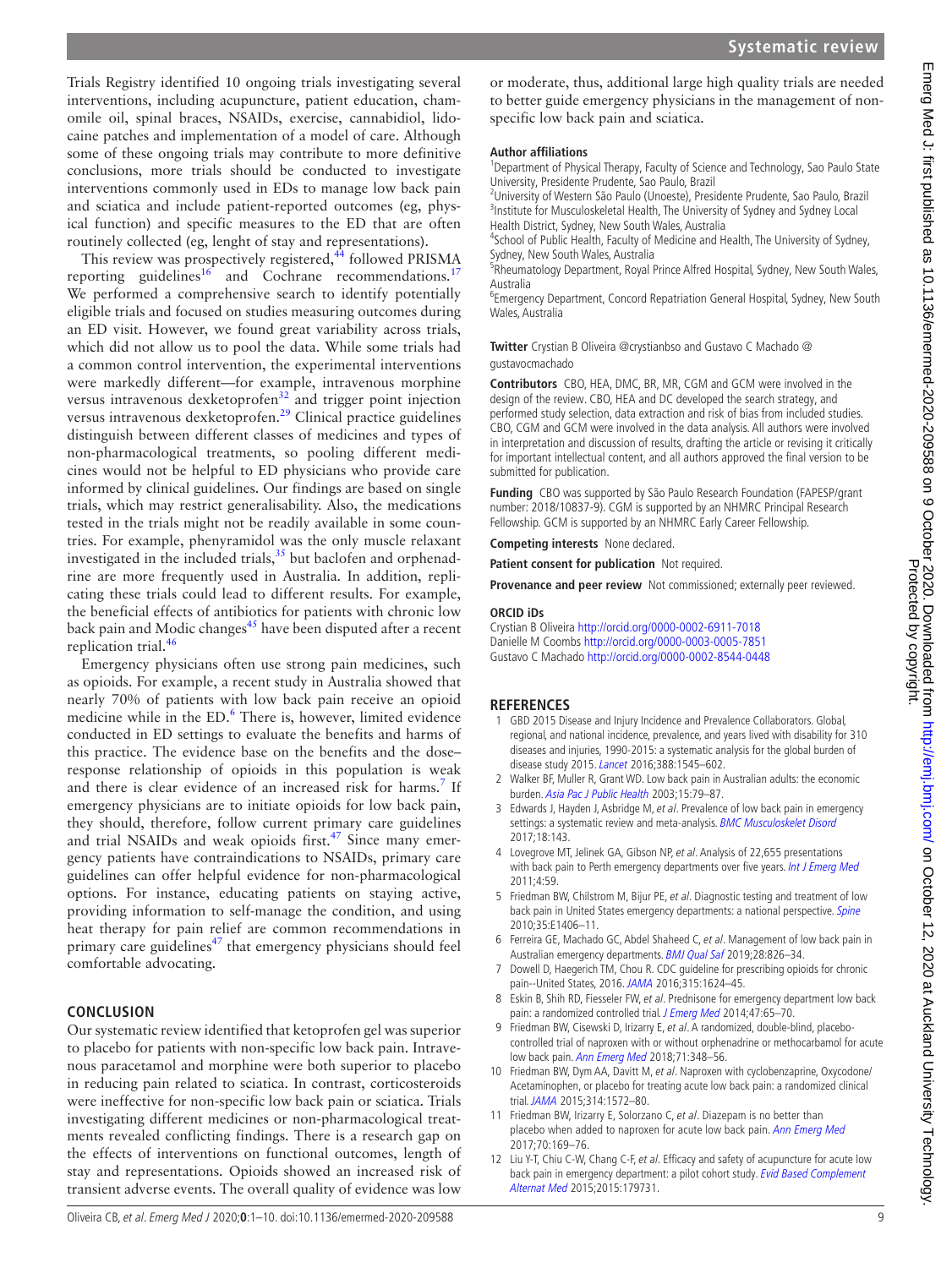Trials Registry identified 10 ongoing trials investigating several interventions, including acupuncture, patient education, chamomile oil, spinal braces, NSAIDs, exercise, cannabidiol, lidocaine patches and implementation of a model of care. Although some of these ongoing trials may contribute to more definitive conclusions, more trials should be conducted to investigate interventions commonly used in EDs to manage low back pain and sciatica and include patient-reported outcomes (eg, physical function) and specific measures to the ED that are often routinely collected (eg, lenght of stay and representations).

This review was prospectively registered,[44] followed PRISMA reporting guidelines[16] and Cochrane recommendations.[17] We performed a comprehensive search to identify potentially eligible trials and focused on studies measuring outcomes during an ED visit. However, we found great variability across trials, which did not allow us to pool the data. While some trials had a common control intervention, the experimental interventions were markedly different—for example, intravenous morphine versus intravenous dexketoprofen[32] and trigger point injection versus intravenous dexketoprofen.[29] Clinical practice guidelines distinguish between different classes of medicines and types of non-pharmacological treatments, so pooling different medicines would not be helpful to ED physicians who provide care informed by clinical guidelines. Our findings are based on single trials, which may restrict generalisability. Also, the medications tested in the trials might not be readily available in some countries. For example, phenyramidol was the only muscle relaxant investigated in the included trials,[35] but baclofen and orphenadrine are more frequently used in Australia. In addition, replicating these trials could lead to different results. For example, the beneficial effects of antibiotics for patients with chronic low back pain and Modic changes[45] have been disputed after a recent replication trial.[46]

Emergency physicians often use strong pain medicines, such as opioids. For example, a recent study in Australia showed that nearly 70% of patients with low back pain receive an opioid medicine while in the ED.[6] There is, however, limited evidence conducted in ED settings to evaluate the benefits and harms of this practice. The evidence base on the benefits and the dose–response relationship of opioids in this population is weak and there is clear evidence of an increased risk for harms.[7] If emergency physicians are to initiate opioids for low back pain, they should, therefore, follow current primary care guidelines and trial NSAIDs and weak opioids first.[47] Since many emergency patients have contraindications to NSAIDs, primary care guidelines can offer helpful evidence for non-pharmacological options. For instance, educating patients on staying active, providing information to self-manage the condition, and using heat therapy for pain relief are common recommendations in primary care guidelines[47] that emergency physicians should feel comfortable advocating.

## CONCLUSION

Our systematic review identified that ketoprofen gel was superior to placebo for patients with non-specific low back pain. Intravenous paracetamol and morphine were both superior to placebo in reducing pain related to sciatica. In contrast, corticosteroids were ineffective for non-specific low back pain or sciatica. Trials investigating different medicines or non-pharmacological treatments revealed conflicting findings. There is a research gap on the effects of interventions on functional outcomes, length of stay and representations. Opioids showed an increased risk of transient adverse events. The overall quality of evidence was low or moderate, thus, additional large high quality trials are needed to better guide emergency physicians in the management of non-specific low back pain and sciatica.

**Author affiliations**

[1]Department of Physical Therapy, Faculty of Science and Technology, Sao Paulo State University, Presidente Prudente, Sao Paulo, Brazil
[2]University of Western São Paulo (Unoeste), Presidente Prudente, Sao Paulo, Brazil
[3]Institute for Musculoskeletal Health, The University of Sydney and Sydney Local Health District, Sydney, New South Wales, Australia
[4]School of Public Health, Faculty of Medicine and Health, The University of Sydney, Sydney, New South Wales, Australia
[5]Rheumatology Department, Royal Prince Alfred Hospital, Sydney, New South Wales, Australia
[6]Emergency Department, Concord Repatriation General Hospital, Sydney, New South Wales, Australia

**Twitter** Crystian B Oliveira @crystianbso and Gustavo C Machado @gustavocmachado

**Contributors** CBO, HEA, DMC, BR, MR, CGM and GCM were involved in the design of the review. CBO, HEA and DC developed the search strategy, and performed study selection, data extraction and risk of bias from included studies. CBO, CGM and GCM were involved in the data analysis. All authors were involved in interpretation and discussion of results, drafting the article or revising it critically for important intellectual content, and all authors approved the final version to be submitted for publication.

**Funding** CBO was supported by São Paulo Research Foundation (FAPESP/grant number: 2018/10837-9). CGM is supported by an NHMRC Principal Research Fellowship. GCM is supported by an NHMRC Early Career Fellowship.

**Competing interests** None declared.

**Patient consent for publication** Not required.

**Provenance and peer review** Not commissioned; externally peer reviewed.

**ORCID iDs**

Crystian B Oliveira http://orcid.org/0000-0002-6911-7018
Danielle M Coombs http://orcid.org/0000-0003-0005-7851
Gustavo C Machado http://orcid.org/0000-0002-8544-0448

## REFERENCES

1. GBD 2015 Disease and Injury Incidence and Prevalence Collaborators. Global, regional, and national incidence, prevalence, and years lived with disability for 310 diseases and injuries, 1990-2015: a systematic analysis for the global burden of disease study 2015. *Lancet* 2016;388:1545–602.
2. Walker BF, Muller R, Grant WD. Low back pain in Australian adults: the economic burden. *Asia Pac J Public Health* 2003;15:79–87.
3. Edwards J, Hayden J, Asbridge M, *et al*. Prevalence of low back pain in emergency settings: a systematic review and meta-analysis. *BMC Musculoskelet Disord* 2017;18:143.
4. Lovegrove MT, Jelinek GA, Gibson NP, *et al*. Analysis of 22,655 presentations with back pain to Perth emergency departments over five years. *Int J Emerg Med* 2011;4:59.
5. Friedman BW, Chilstrom M, Bijur PE, *et al*. Diagnostic testing and treatment of low back pain in United States emergency departments: a national perspective. *Spine* 2010;35:E1406–11.
6. Ferreira GE, Machado GC, Abdel Shaheed C, *et al*. Management of low back pain in Australian emergency departments. *BMJ Qual Saf* 2019;28:826–34.
7. Dowell D, Haegerich TM, Chou R. CDC guideline for prescribing opioids for chronic pain--United States, 2016. *JAMA* 2016;315:1624–45.
8. Eskin B, Shih RD, Fiesseler FW, *et al*. Prednisone for emergency department low back pain: a randomized controlled trial. *J Emerg Med* 2014;47:65–70.
9. Friedman BW, Cisewski D, Irizarry E, *et al*. A randomized, double-blind, placebo-controlled trial of naproxen with or without orphenadrine or methocarbamol for acute low back pain. *Ann Emerg Med* 2018;71:348–56.
10. Friedman BW, Dym AA, Davitt M, *et al*. Naproxen with cyclobenzaprine, Oxycodone/Acetaminophen, or placebo for treating acute low back pain: a randomized clinical trial. *JAMA* 2015;314:1572–80.
11. Friedman BW, Irizarry E, Solorzano C, *et al*. Diazepam is no better than placebo when added to naproxen for acute low back pain. *Ann Emerg Med* 2017;70:169–76.
12. Liu Y-T, Chiu C-W, Chang C-F, *et al*. Efficacy and safety of acupuncture for acute low back pain in emergency department: a pilot cohort study. *Evid Based Complement Alternat Med* 2015;2015:179731.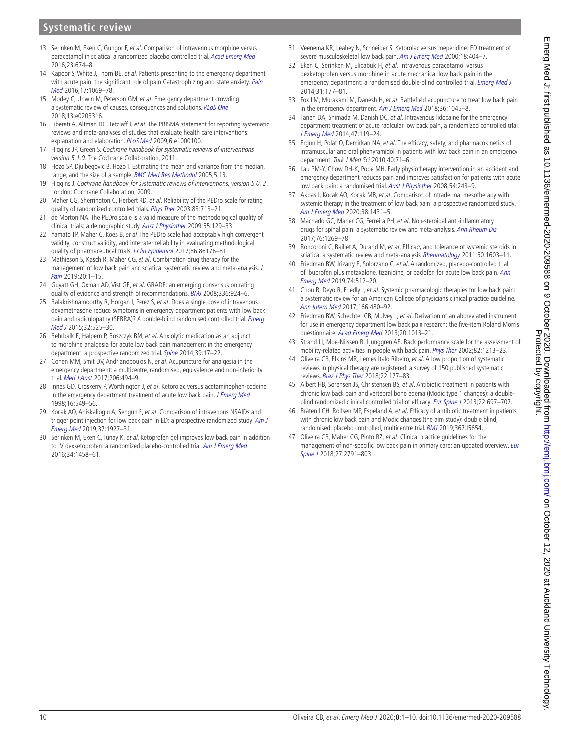13 Serinken M, Eken C, Gungor F, *et al*. Comparison of intravenous morphine versus paracetamol in sciatica: a randomized placebo controlled trial. *Acad Emerg Med* 2016;23:674–8.

14 Kapoor S, White J, Thorn BE, *et al*. Patients presenting to the emergency department with acute pain: the significant role of pain Catastrophizing and state anxiety. *Pain Med* 2016;17:1069–78.

15 Morley C, Unwin M, Peterson GM, *et al*. Emergency department crowding: a systematic review of causes, consequences and solutions. *PLoS One* 2018;13:e0203316.

16 Liberati A, Altman DG, Tetzlaff J, *et al*. The PRISMA statement for reporting systematic reviews and meta-analyses of studies that evaluate health care interventions: explanation and elaboration. *PLoS Med* 2009;6:e1000100.

17 Higgins JP, Green S. *Cochrane handbook for systematic reviews of interventions version 5.1.0*. The Cochrane Collaboration, 2011.

18 Hozo SP, Djulbegovic B, Hozo I. Estimating the mean and variance from the median, range, and the size of a sample. *BMC Med Res Methodol* 2005;5:13.

19 Higgins J. *Cochrane handbook for systematic reviews of interventions, version 5.0. 2*. London: Cochrane Collaboration, 2009.

20 Maher CG, Sherrington C, Herbert RD, *et al*. Reliability of the PEDro scale for rating quality of randomized controlled trials. *Phys Ther* 2003;83:713–21.

21 de Morton NA. The PEDro scale is a valid measure of the methodological quality of clinical trials: a demographic study. *Aust J Physiother* 2009;55:129–33.

22 Yamato TP, Maher C, Koes B, *et al*. The PEDro scale had acceptably high convergent validity, construct validity, and interrater reliability in evaluating methodological quality of pharmaceutical trials. *J Clin Epidemiol* 2017;86:86176–81.

23 Mathieson S, Kasch R, Maher CG, *et al*. Combination drug therapy for the management of low back pain and sciatica: systematic review and meta-analysis. *J Pain* 2019;20:1–15.

24 Guyatt GH, Oxman AD, Vist GE, *et al*. GRADE: an emerging consensus on rating quality of evidence and strength of recommendations. *BMJ* 2008;336:924–6.

25 Balakrishnamoorthy R, Horgan I, Perez S, *et al*. Does a single dose of intravenous dexamethasone reduce symptoms in emergency department patients with low back pain and radiculopathy (SEBRA)? A double-blind randomised controlled trial. *Emerg Med J* 2015;32:525–30.

26 Behrbalk E, Halpern P, Boszczyk BM, *et al*. Anxiolytic medication as an adjunct to morphine analgesia for acute low back pain management in the emergency department: a prospective randomized trial. *Spine* 2014;39:17–22.

27 Cohen MM, Smit DV, Andrianopoulos N, *et al*. Acupuncture for analgesia in the emergency department: a multicentre, randomised, equivalence and non-inferiority trial. *Med J Aust* 2017;206:494–9.

28 Innes GD, Croskerry P, Worthington J, *et al*. Ketorolac versus acetaminophen-codeine in the emergency department treatment of acute low back pain. *J Emerg Med* 1998;16:549–56.

29 Kocak AO, Ahiskalioglu A, Sengun E, *et al*. Comparison of intravenous NSAIDs and trigger point injection for low back pain in ED: a prospective randomized study. *Am J Emerg Med* 2019;37:1927–31.

30 Serinken M, Eken C, Tunay K, *et al*. Ketoprofen gel improves low back pain in addition to IV dexketoprofen: a randomized placebo-controlled trial. *Am J Emerg Med* 2016;34:1458–61.

31 Veenema KR, Leahey N, Schneider S. Ketorolac versus meperidine: ED treatment of severe musculoskeletal low back pain. *Am J Emerg Med* 2000;18:404–7.

32 Eken C, Serinken M, Elicabuk H, *et al*. Intravenous paracetamol versus dexketoprofen versus morphine in acute mechanical low back pain in the emergency department: a randomised double-blind controlled trial. *Emerg Med J* 2014;31:177–81.

33 Fox LM, Murakami M, Danesh H, *et al*. Battlefield acupuncture to treat low back pain in the emergency department. *Am J Emerg Med* 2018;36:1045–8.

34 Tanen DA, Shimada M, Danish DC, *et al*. Intravenous lidocaine for the emergency department treatment of acute radicular low back pain, a randomized controlled trial. *J Emerg Med* 2014;47:119–24.

35 Ergün H, Polat O, Demirkan NA, *et al*. The efficacy, safety, and pharmacokinetics of intramuscular and oral phenyramidol in patients with low back pain in an emergency department. *Turk J Med Sci* 2010;40:71–6.

36 Lau PM-Y, Chow DH-K, Pope MH. Early physiotherapy intervention in an accident and emergency department reduces pain and improves satisfaction for patients with acute low back pain: a randomised trial. *Aust J Physiother* 2008;54:243–9.

37 Akbas I, Kocak AO, Kocak MB, *et al*. Comparison of intradermal mesotherapy with systemic therapy in the treatment of low back pain: a prospective randomized study. *Am J Emerg Med* 2020;38:1431–5.

38 Machado GC, Maher CG, Ferreira PH, *et al*. Non-steroidal anti-inflammatory drugs for spinal pain: a systematic review and meta-analysis. *Ann Rheum Dis* 2017;76:1269–78.

39 Roncoroni C, Baillet A, Durand M, *et al*. Efficacy and tolerance of systemic steroids in sciatica: a systematic review and meta-analysis. *Rheumatology* 2011;50:1603–11.

40 Friedman BW, Irizarry E, Solorzano C, *et al*. A randomized, placebo-controlled trial of ibuprofen plus metaxalone, tizanidine, or baclofen for acute low back pain. *Ann Emerg Med* 2019;74:512–20.

41 Chou R, Deyo R, Friedly J, *et al*. Systemic pharmacologic therapies for low back pain: a systematic review for an American College of physicians clinical practice guideline. *Ann Intern Med* 2017;166:480–92.

42 Friedman BW, Schechter CB, Mulvey L, *et al*. Derivation of an abbreviated instrument for use in emergency department low back pain research: the five-item Roland Morris questionnaire. *Acad Emerg Med* 2013;20:1013–21.

43 Strand LI, Moe-Nilssen R, Ljunggren AE. Back performance scale for the assessment of mobility-related activities in people with back pain. *Phys Ther* 2002;82:1213–23.

44 Oliveira CB, Elkins MR, Lemes Ítalo Ribeiro, *et al*. A low proportion of systematic reviews in physical therapy are registered: a survey of 150 published systematic reviews. *Braz J Phys Ther* 2018;22:177–83.

45 Albert HB, Sorensen JS, Christensen BS, *et al*. Antibiotic treatment in patients with chronic low back pain and vertebral bone edema (Modic type 1 changes): a double-blind randomized clinical controlled trial of efficacy. *Eur Spine J* 2013;22:697–707.

46 Bråten LCH, Rolfsen MP, Espeland A, *et al*. Efficacy of antibiotic treatment in patients with chronic low back pain and Modic changes (the aim study): double blind, randomised, placebo controlled, multicentre trial. *BMJ* 2019;367:l5654.

47 Oliveira CB, Maher CG, Pinto RZ, *et al*. Clinical practice guidelines for the management of non-specific low back pain in primary care: an updated overview. *Eur Spine J* 2018;27:2791–803.